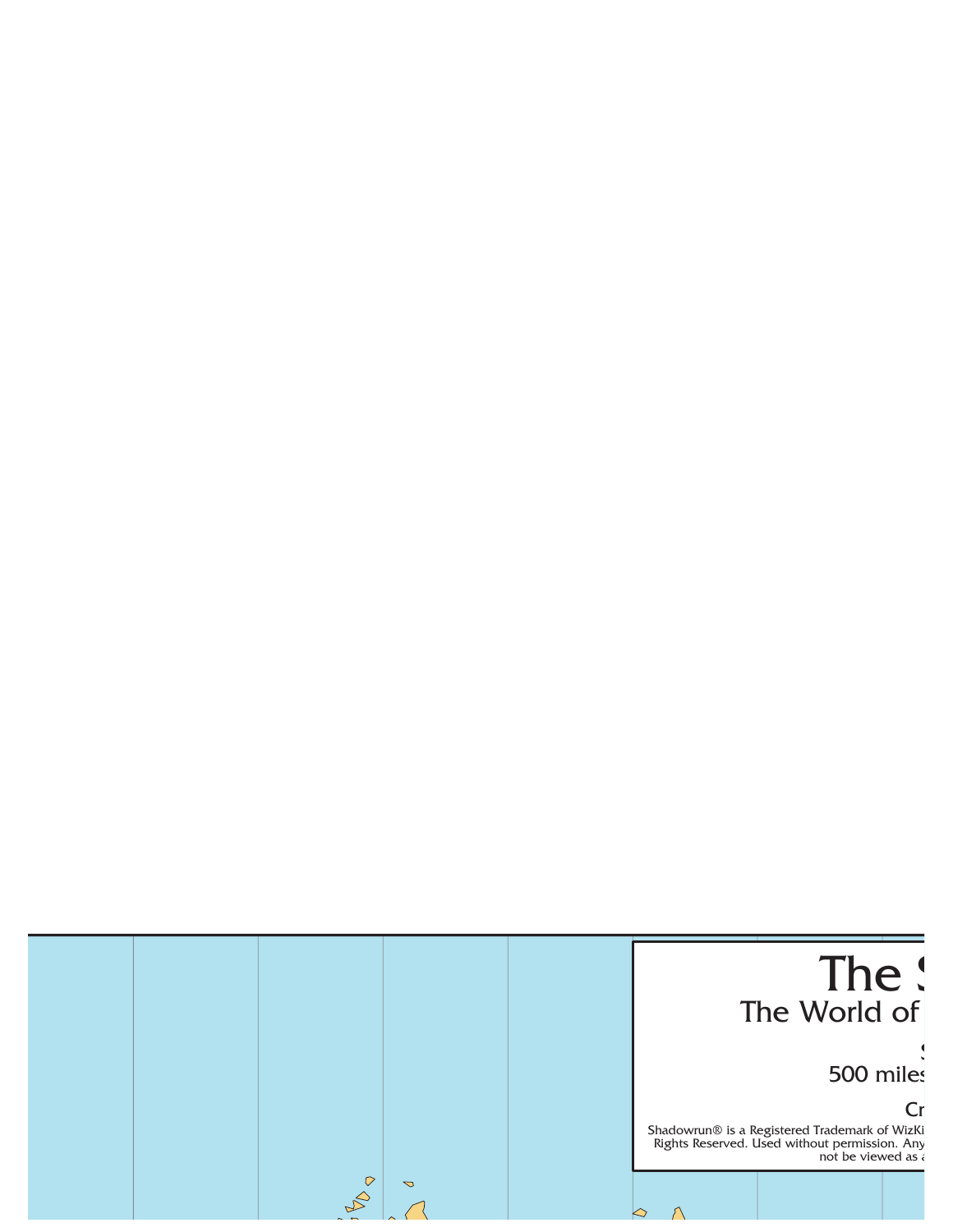# The S

## The World of

S

500 miles

Cr

Shadowrun® is a Registered Trademark of WizKi
Rights Reserved. Used without permission. Any
not be viewed as a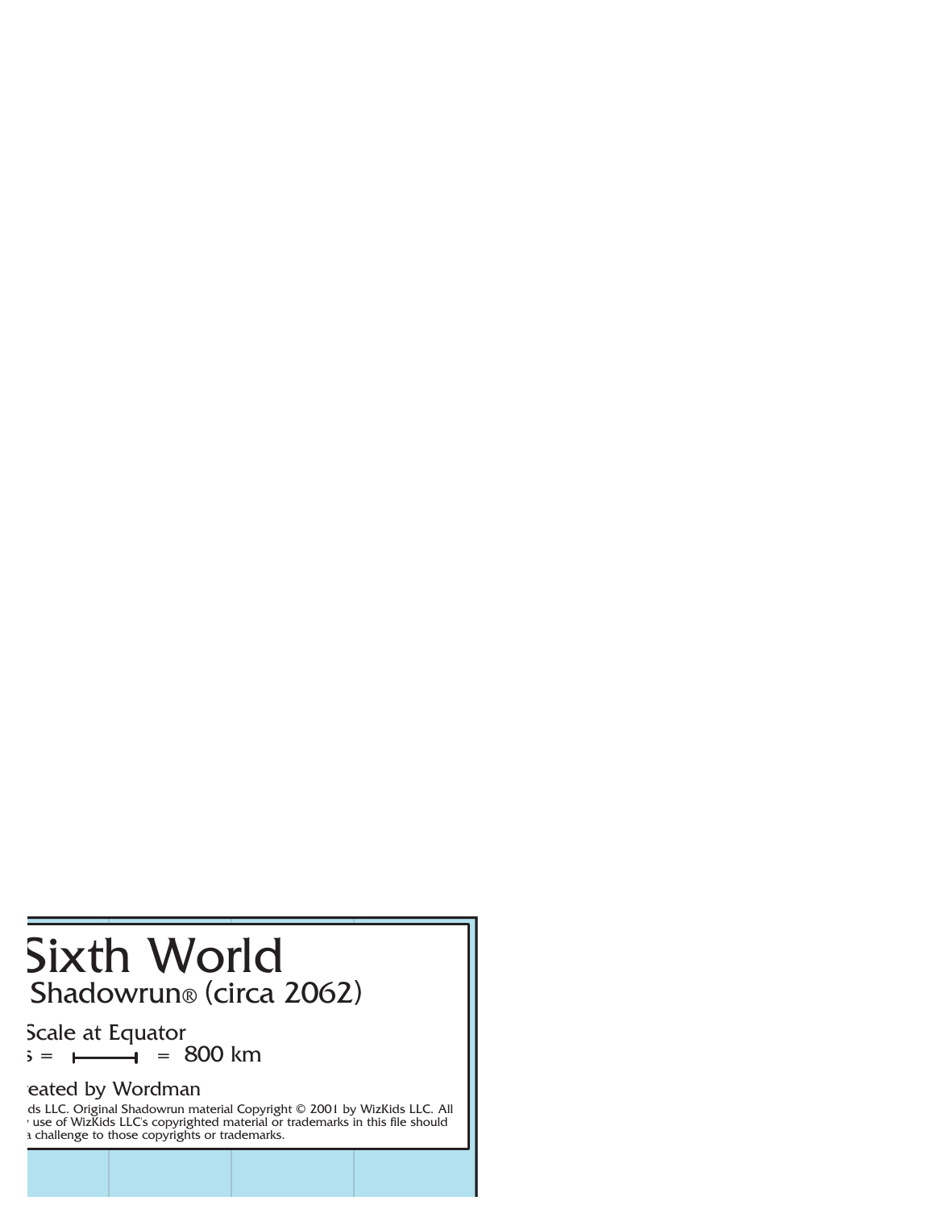# Sixth World

## Shadowrun® (circa 2062)

Scale at Equator

= ├──────┤ = 800 km

eated by Wordman

ds LLC. Original Shadowrun material Copyright © 2001 by WizKids LLC. All use of WizKids LLC's copyrighted material or trademarks in this file should a challenge to those copyrights or trademarks.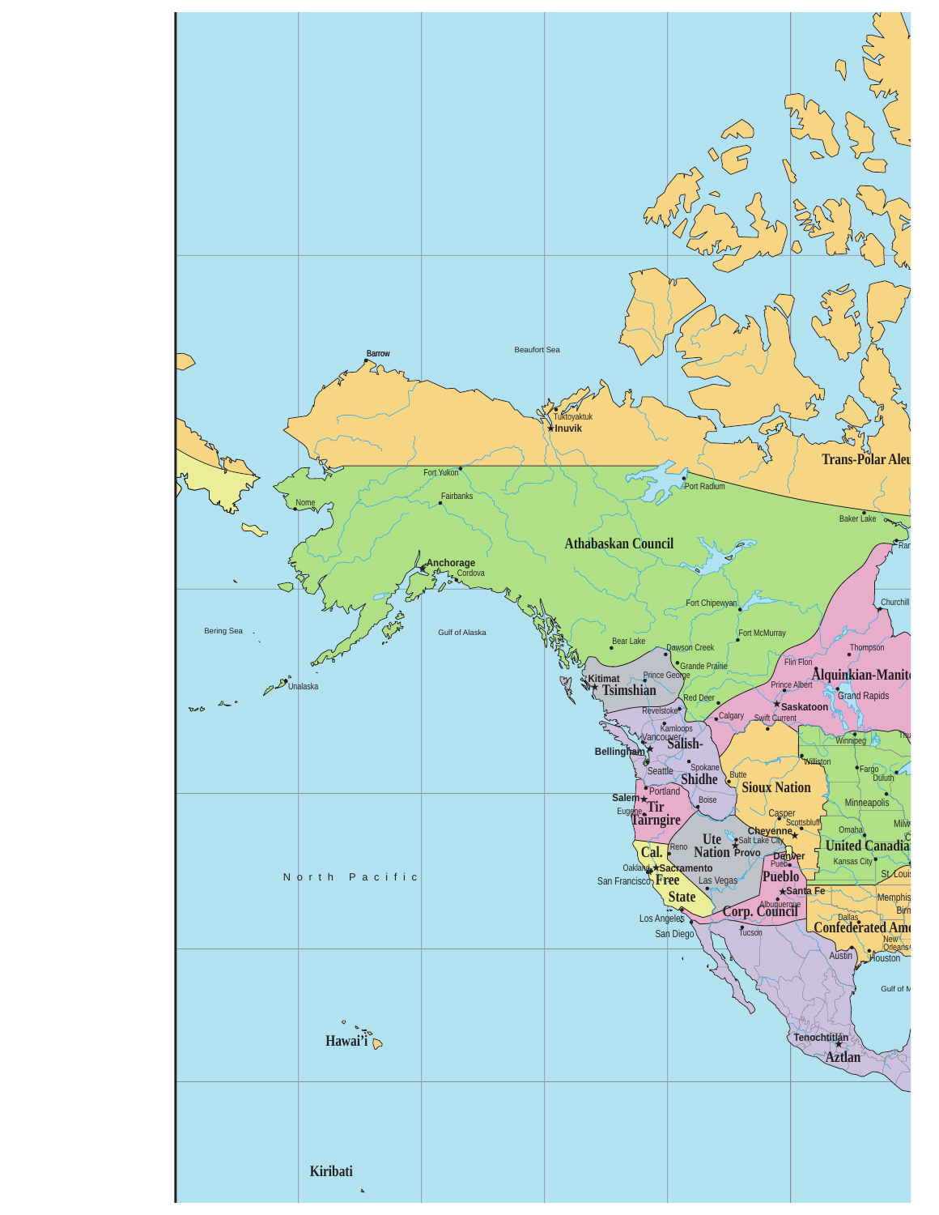Barrow

Beaufort Sea

Tuktoyaktuk

Inuvik

Trans-Polar Aleu

Fort Yukon

Port Radium

Nome

Fairbanks

Baker Lake

Athabaskan Council

Anchorage

Cordova

Churchill

Fort Chipewyan

Bering Sea

Gulf of Alaska

Fort McMurray

Bear Lake

Dawson Creek

Thompson

Grande Prairie

Flin Flon

Unalaska

Kitimat

Prince George

Alquinkian-Manit

Tsimshian

Prince Albert

Grand Rapids

Red Deer

Saskatoon

Revelstoke

Calgary

Swift Current

Kamloops

Vancouver

Salish-

Winnipeg

Bellingham

Seattle

Williston

Spokane

Fargo

Shidhe

Butte

Duluth

Portland

Sioux Nation

Salem

Tir

Minneapolis

Eugene

Tairngire

Boise

Casper

Scottsbluff

Milw

Ute

Cheyenne

Omaha

Salt Lake City

United Canadia

Reno

Nation

Provo

Denver

Cal.

Pueblo

Kansas City

Oakland

Sacramento

Free

St. Louis

North Pacific

San Francisco

Las Vegas

Pueblo

Santa Fe

State

Memphis

Albuquerque

Birm

Los Angeles

Corp. Council

Dallas

Confederated Ame

San Diego

Tucson

New Orleans

Austin

Houston

Gulf of M

Tenochtitlán

Hawai'i

Aztlan

Kiribati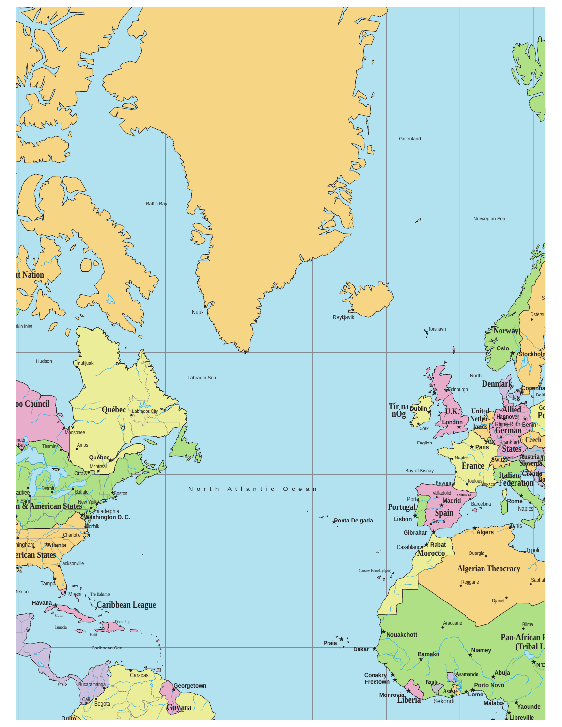Greenland

Baffin Bay

Norwegian Sea

Nuuk

Reykjavik

Torshavn

Hudson

Inukjuak

Labrador Sea

North

Norway

Oslo

Stockholm

Denmark

Copenha

Edinburgh

Québec

Labrador City

Moosonee

Timmins

Amos

Québec

Montreal

Ottawa

Detroit

Buffalo

Boston

New York

Philadelphia

Washington D. C.

Norfolk

Charlotte

Atlanta

Jacksonville

Tampa

Miami

Havana

The Bahamas

Caribbean League

Cuba

Jamacia

Dom. Rep.

Haiti

Caribbean Sea

Caracas

Bucaramanga

Cali

Bogota

Georgetown

Guyana

Quito

Tír na nÓg

Dublin

Cork

U.K.

London

English

United Netherlands

Hannover

Rhine-Ruhr

Berlin

Allied German States

Frankfurt

Czech

Paris

Nantes

France

Switz.

Austria

Slovenia

Croatia

Italian Federation

Rome

Naples

Bay of Biscay

Bayonne

Toulouse

MONACO

ANDORRA

Valladolid

Madrid

Barcelona

Porto

Portugal

Lisbon

Spain

Sevilla

Gibraltar

Algers

Tunis

Tripoli

Rabat

Casablanca

Morocco

Ouargla

Algerian Theocracy

Reggane

Sabhah

Djanet

North Atlantic Ocean

Ponta Delgada

Canary Islands (Spain)

Praia

Dakar

Nouakchott

Araouane

Bilma

Pan-African F (Tribal L

Bamako

Niamey

Conakry

Freetown

Asamando

Abuja

Baule

Porto Novo

Asante

Lome

Monrovia

Liberia

Sekondi

Malabo

Yaounde

Libreville

N'D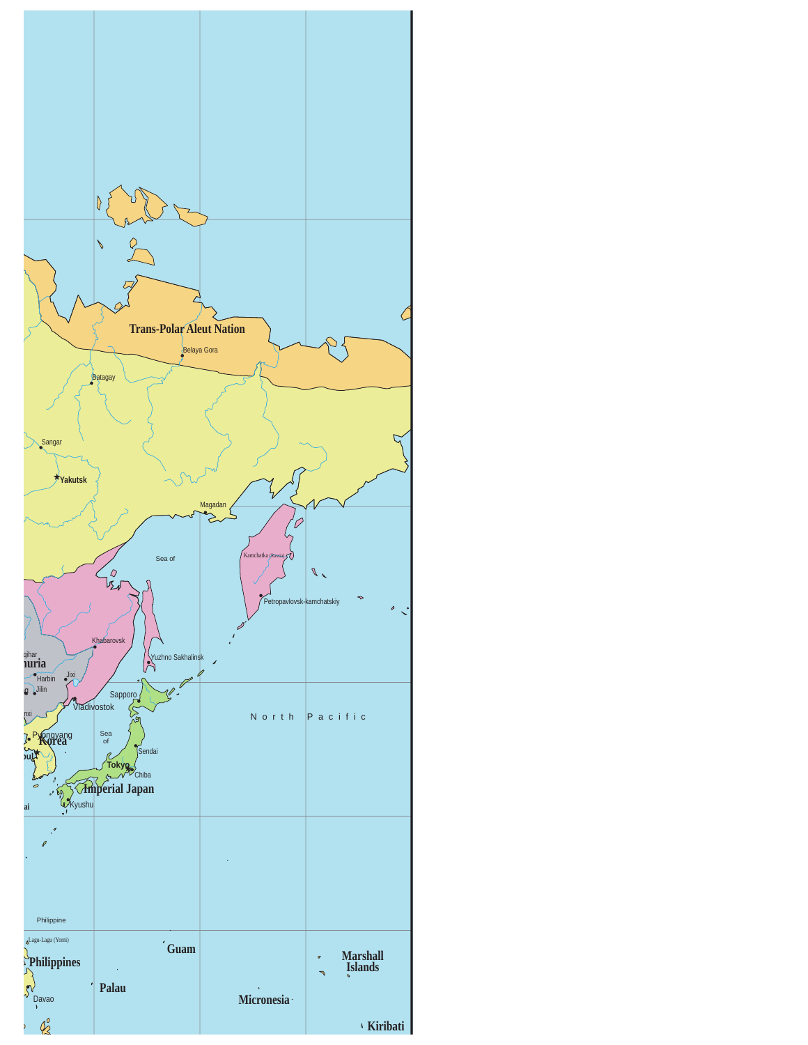Trans-Polar Aleut Nation

Belaya Gora

Batagay

Sangar

Yakutsk

Magadan

Sea of

Kamchatka (Russia)

Petropavlovsk-kamchatskiy

Khabarovsk

Yuzhno Sakhalinsk

qihar

huria

Harbin

Jixi

Jilin

Sapporo

Vladivostok

North Pacific

Sea of

Pyongyang

Korea

Sendai

Tokyo

Chiba

Imperial Japan

Kyushu

Philippine

Lagu-Lagu (Yomi)

Philippines

Guam

Palau

Marshall Islands

Micronesia

Davao

Kiribati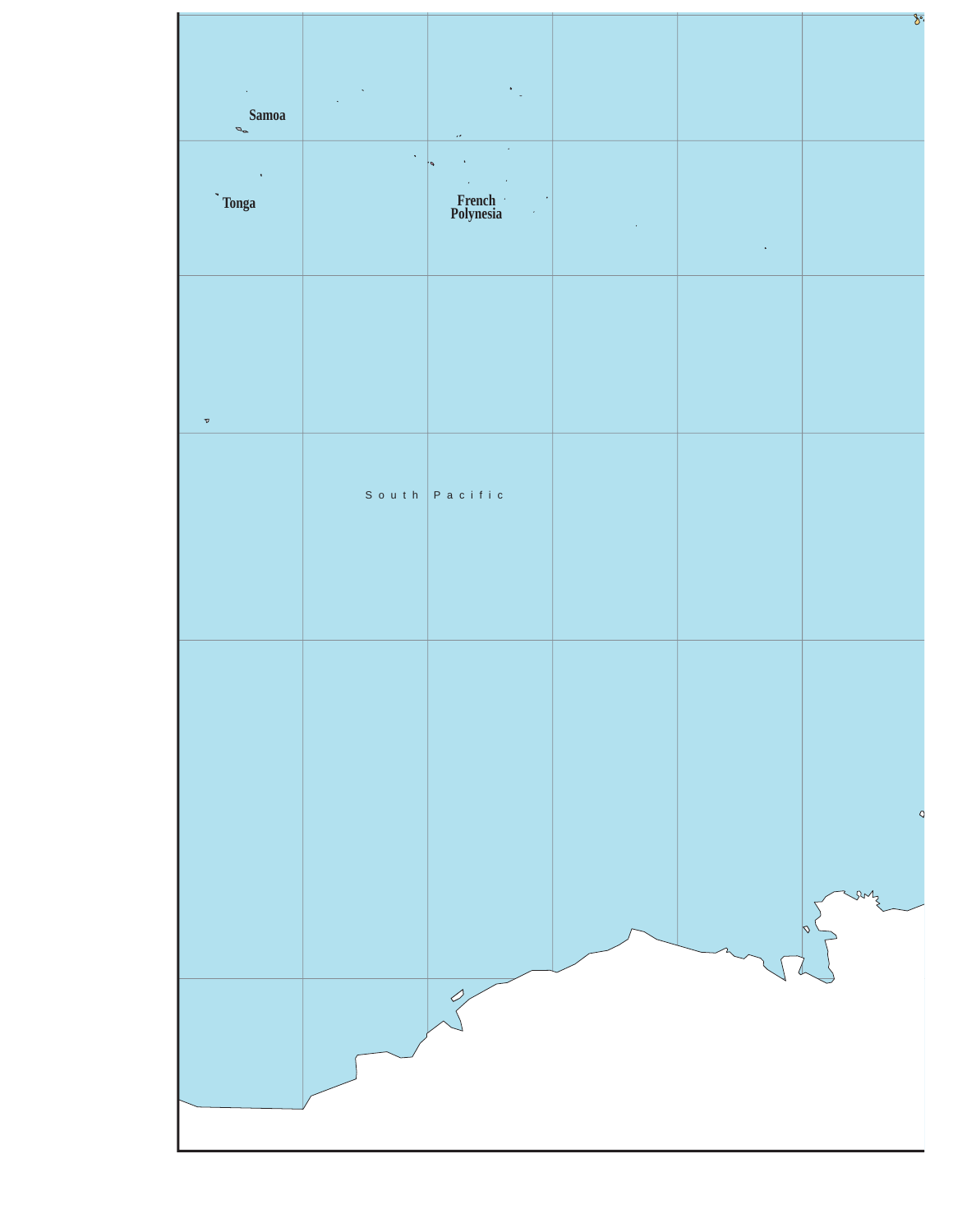Samoa

Tonga

French Polynesia

South Pacific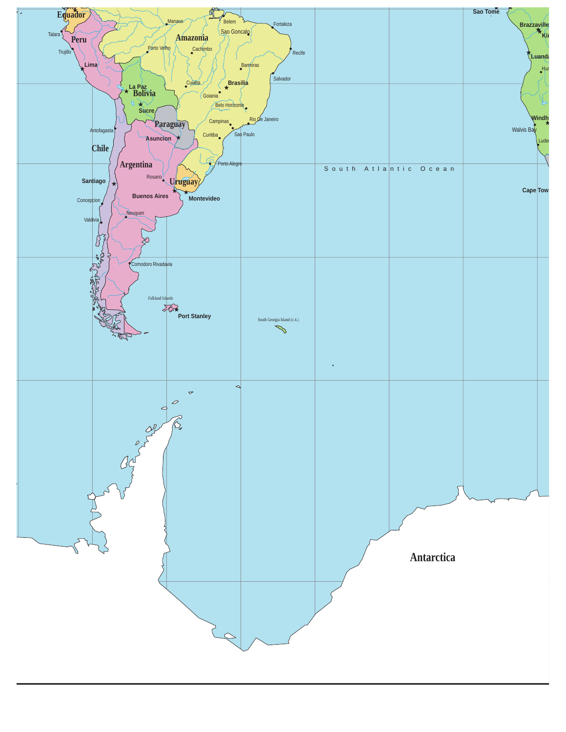Equador

Peru

Talara

Trujillo

Lima

Manaus

Belem

Fortaleza

Sao Goncalo

Amazonia

Porto Velho

Cachimbo

Recife

Barreiras

Salvador

La Paz

Bolivia

Cuiaba

Brasilia

Goiania

Sucre

Belo Horizonte

Paraguay

Campinas

Rio De Janeiro

Antofagasta

Asuncion

Curitiba

Sao Paulo

Chile

Argentina

Porto Alegre

Santiago

Rosario

Uruguay

Buenos Aires

Montevideo

Concepcion

Neuquen

Valdivia

Comodoro Rivadavia

Falkland Islands

Port Stanley

South Georgia Island (U.K.)

South Atlantic Ocean

Sao Tome

Brazzaville

Luanda

Walvis Bay

Cape Tow

Antarctica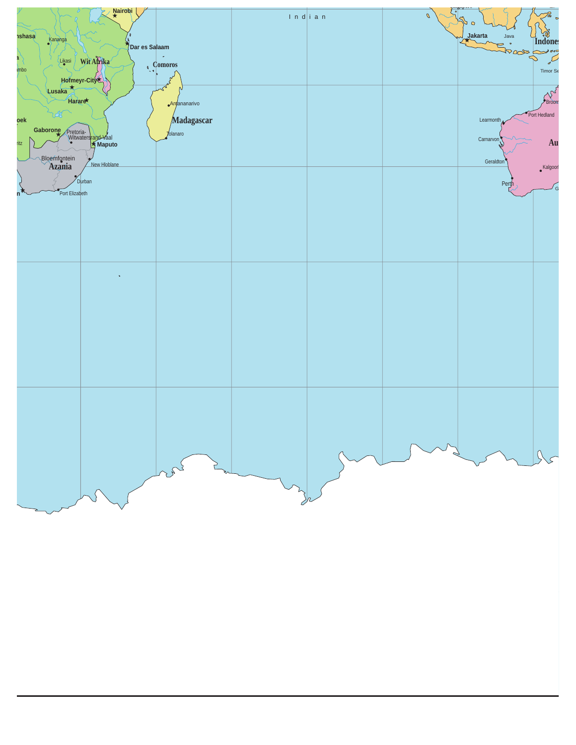Indian

Nairobi

Kinshasa

Kananga

Dar es Salaam

Likasi

Wit Afrika

Comoros

Hofmeyr-City

Lusaka

Harare

Antananarivo

Madagascar

Tolanaro

Gaborone

Pretoria-Witwatersrand-Vaal

Maputo

Bloemfontein

Azania

New Hloblane

Durban

Port Elizabeth

Jakarta

Java

Indones

Timor Se

Broom

Port Hedland

Learmonth

Carnarvon

Au

Geraldton

Kalgoor

Perth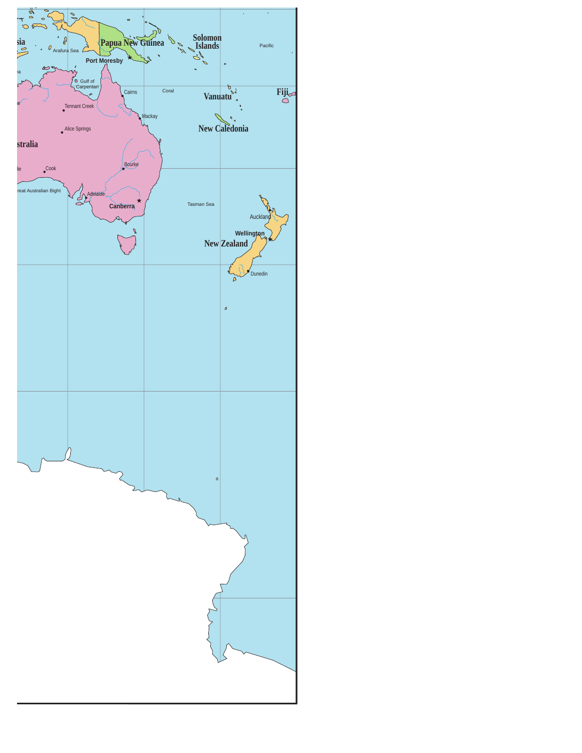sia

Arafura Sea

Papua New Guinea

Port Moresby

Solomon Islands

Pacific

Gulf of Carpentari

Cairns

Coral

Vanuatu

Fiji

Tennant Creek

Mackay

New Caledonia

Alice Springs

stralia

Bourke

Cook

reat Australian Bight

Adelaide

Canberra

Tasman Sea

Auckland

Wellington

New Zealand

Dunedin